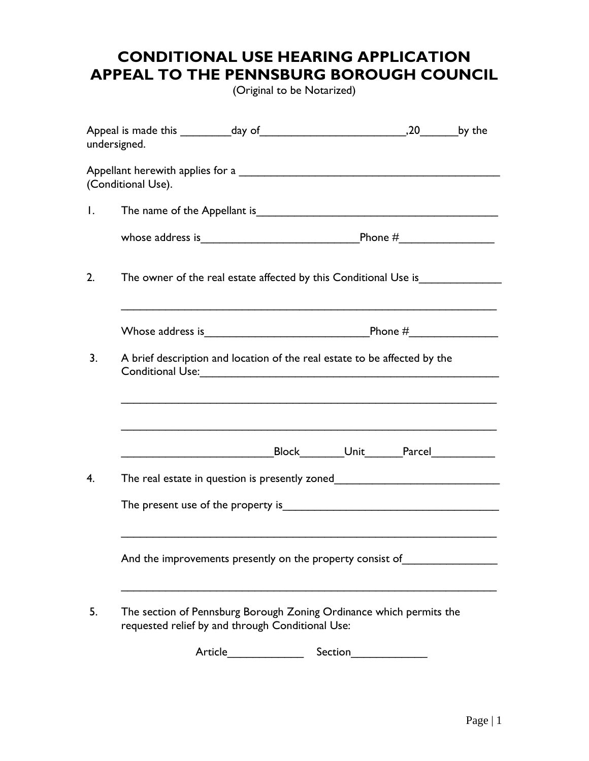# CONDITIONAL USE HEARING APPLICATION
# APPEAL TO THE PENNSBURG BOROUGH COUNCIL

(Original to be Notarized)

Appeal is made this ________day of________________________,20______by the undersigned.

Appellant herewith applies for a ____________________________________________ (Conditional Use).

1. The name of the Appellant is_________________________________________

   whose address is__________________________Phone #________________

2. The owner of the real estate affected by this Conditional Use is_____________

   _______________________________________________________________

   Whose address is___________________________Phone #_______________

3. A brief description and location of the real estate to be affected by the Conditional Use:_____________________________________________________

   _______________________________________________________________

   _______________________________________________________________

   _________________________Block_______Unit______Parcel__________

4. The real estate in question is presently zoned___________________________

   The present use of the property is___________________________________

   _______________________________________________________________

   And the improvements presently on the property consist of_______________

   _______________________________________________________________

5. The section of Pennsburg Borough Zoning Ordinance which permits the requested relief by and through Conditional Use:

   Article____________ Section____________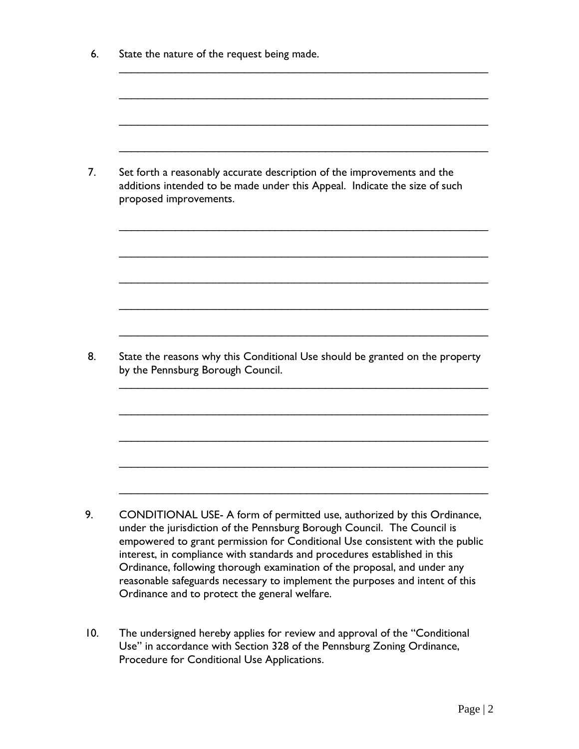6. State the nature of the request being made.

_______________________________________________________________

_______________________________________________________________

_______________________________________________________________

_______________________________________________________________

7. Set forth a reasonably accurate description of the improvements and the additions intended to be made under this Appeal. Indicate the size of such proposed improvements.

_______________________________________________________________

_______________________________________________________________

_______________________________________________________________

_______________________________________________________________

_______________________________________________________________

8. State the reasons why this Conditional Use should be granted on the property by the Pennsburg Borough Council.

_______________________________________________________________

_______________________________________________________________

_______________________________________________________________

_______________________________________________________________

_______________________________________________________________

9. CONDITIONAL USE- A form of permitted use, authorized by this Ordinance, under the jurisdiction of the Pennsburg Borough Council. The Council is empowered to grant permission for Conditional Use consistent with the public interest, in compliance with standards and procedures established in this Ordinance, following thorough examination of the proposal, and under any reasonable safeguards necessary to implement the purposes and intent of this Ordinance and to protect the general welfare.

10. The undersigned hereby applies for review and approval of the "Conditional Use" in accordance with Section 328 of the Pennsburg Zoning Ordinance, Procedure for Conditional Use Applications.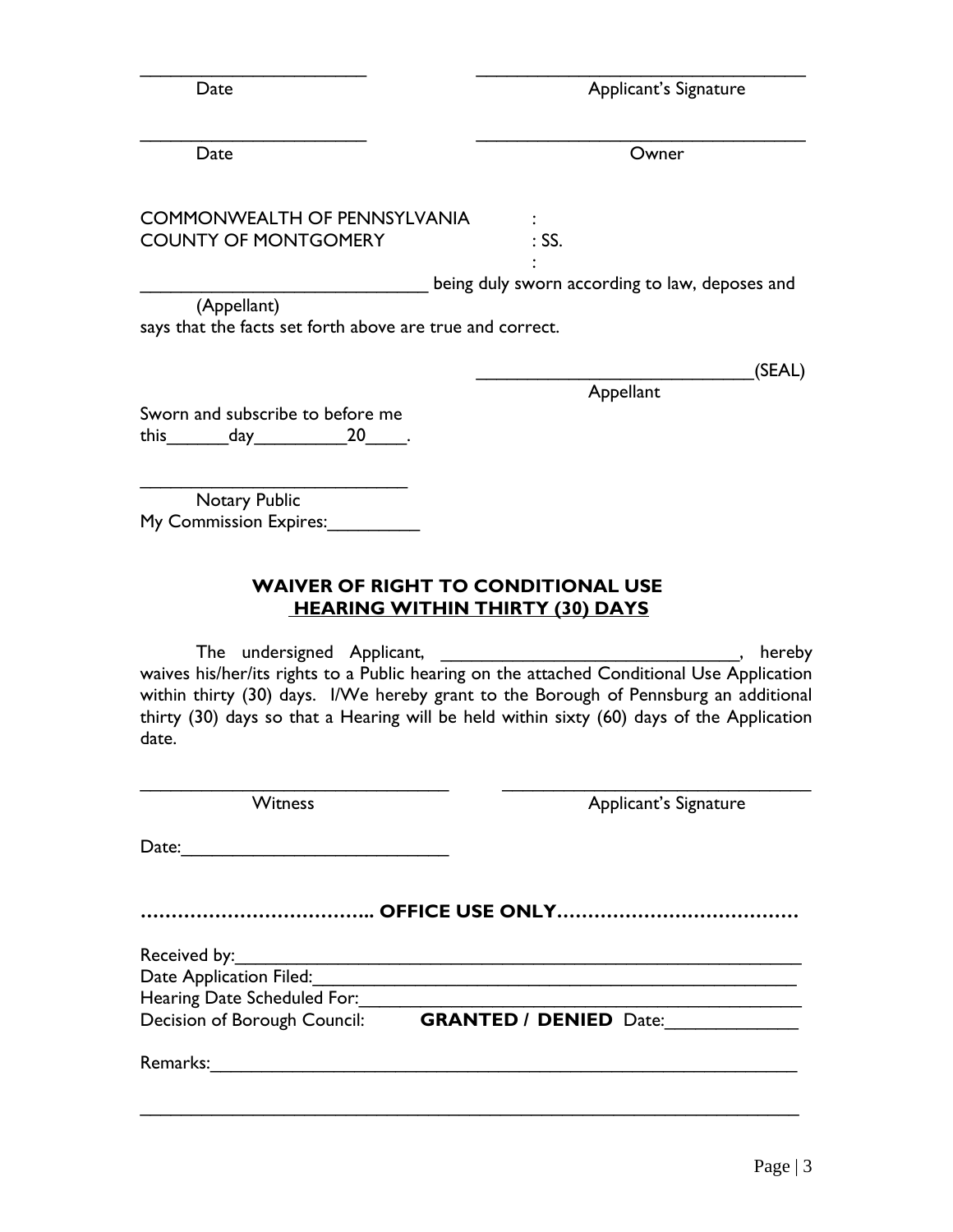\_\_\_\_\_\_\_\_\_\_\_\_\_\_\_\_\_\_\_\_\_\_\_\_ \_\_\_\_\_\_\_\_\_\_\_\_\_\_\_\_\_\_\_\_\_\_\_\_\_\_\_\_\_\_\_\_\_\_\_\_
Date Applicant's Signature

\_\_\_\_\_\_\_\_\_\_\_\_\_\_\_\_\_\_\_\_\_\_\_\_ \_\_\_\_\_\_\_\_\_\_\_\_\_\_\_\_\_\_\_\_\_\_\_\_\_\_\_\_\_\_\_\_\_\_\_\_
Date Owner

COMMONWEALTH OF PENNSYLVANIA :
COUNTY OF MONTGOMERY : SS.
:

\_\_\_\_\_\_\_\_\_\_\_\_\_\_\_\_\_\_\_\_\_\_\_\_\_\_\_\_\_\_\_ being duly sworn according to law, deposes and
(Appellant)
says that the facts set forth above are true and correct.

\_\_\_\_\_\_\_\_\_\_\_\_\_\_\_\_\_\_\_\_\_\_\_\_\_\_\_\_\_\_(SEAL)
Appellant

Sworn and subscribe to before me
this\_\_\_\_\_\_\_day\_\_\_\_\_\_\_\_\_\_20\_\_\_\_\_.

\_\_\_\_\_\_\_\_\_\_\_\_\_\_\_\_\_\_\_\_\_\_\_\_\_\_\_\_
Notary Public
My Commission Expires:\_\_\_\_\_\_\_\_\_\_

## WAIVER OF RIGHT TO CONDITIONAL USE HEARING WITHIN THIRTY (30) DAYS

The undersigned Applicant, \_\_\_\_\_\_\_\_\_\_\_\_\_\_\_\_\_\_\_\_\_\_\_\_\_\_\_\_\_\_\_\_, hereby waives his/her/its rights to a Public hearing on the attached Conditional Use Application within thirty (30) days. I/We hereby grant to the Borough of Pennsburg an additional thirty (30) days so that a Hearing will be held within sixty (60) days of the Application date.

\_\_\_\_\_\_\_\_\_\_\_\_\_\_\_\_\_\_\_\_\_\_\_\_\_\_\_\_\_\_\_\_ \_\_\_\_\_\_\_\_\_\_\_\_\_\_\_\_\_\_\_\_\_\_\_\_\_\_\_\_\_\_\_\_
Witness Applicant's Signature

Date:\_\_\_\_\_\_\_\_\_\_\_\_\_\_\_\_\_\_\_\_\_\_\_\_\_\_\_\_

**……………………………….. OFFICE USE ONLY…………………………………**

Received by:\_\_\_\_\_\_\_\_\_\_\_\_\_\_\_\_\_\_\_\_\_\_\_\_\_\_\_\_\_\_\_\_\_\_\_\_\_\_\_\_\_\_\_\_\_\_\_\_\_\_\_\_\_\_\_\_\_\_\_\_
Date Application Filed:\_\_\_\_\_\_\_\_\_\_\_\_\_\_\_\_\_\_\_\_\_\_\_\_\_\_\_\_\_\_\_\_\_\_\_\_\_\_\_\_\_\_\_\_\_\_\_\_\_\_\_
Hearing Date Scheduled For:\_\_\_\_\_\_\_\_\_\_\_\_\_\_\_\_\_\_\_\_\_\_\_\_\_\_\_\_\_\_\_\_\_\_\_\_\_\_\_\_\_\_\_\_\_\_\_\_
Decision of Borough Council: **GRANTED / DENIED** Date:\_\_\_\_\_\_\_\_\_\_\_\_\_\_

Remarks:\_\_\_\_\_\_\_\_\_\_\_\_\_\_\_\_\_\_\_\_\_\_\_\_\_\_\_\_\_\_\_\_\_\_\_\_\_\_\_\_\_\_\_\_\_\_\_\_\_\_\_\_\_\_\_\_\_\_\_\_\_\_\_

\_\_\_\_\_\_\_\_\_\_\_\_\_\_\_\_\_\_\_\_\_\_\_\_\_\_\_\_\_\_\_\_\_\_\_\_\_\_\_\_\_\_\_\_\_\_\_\_\_\_\_\_\_\_\_\_\_\_\_\_\_\_\_\_\_\_\_\_\_\_\_\_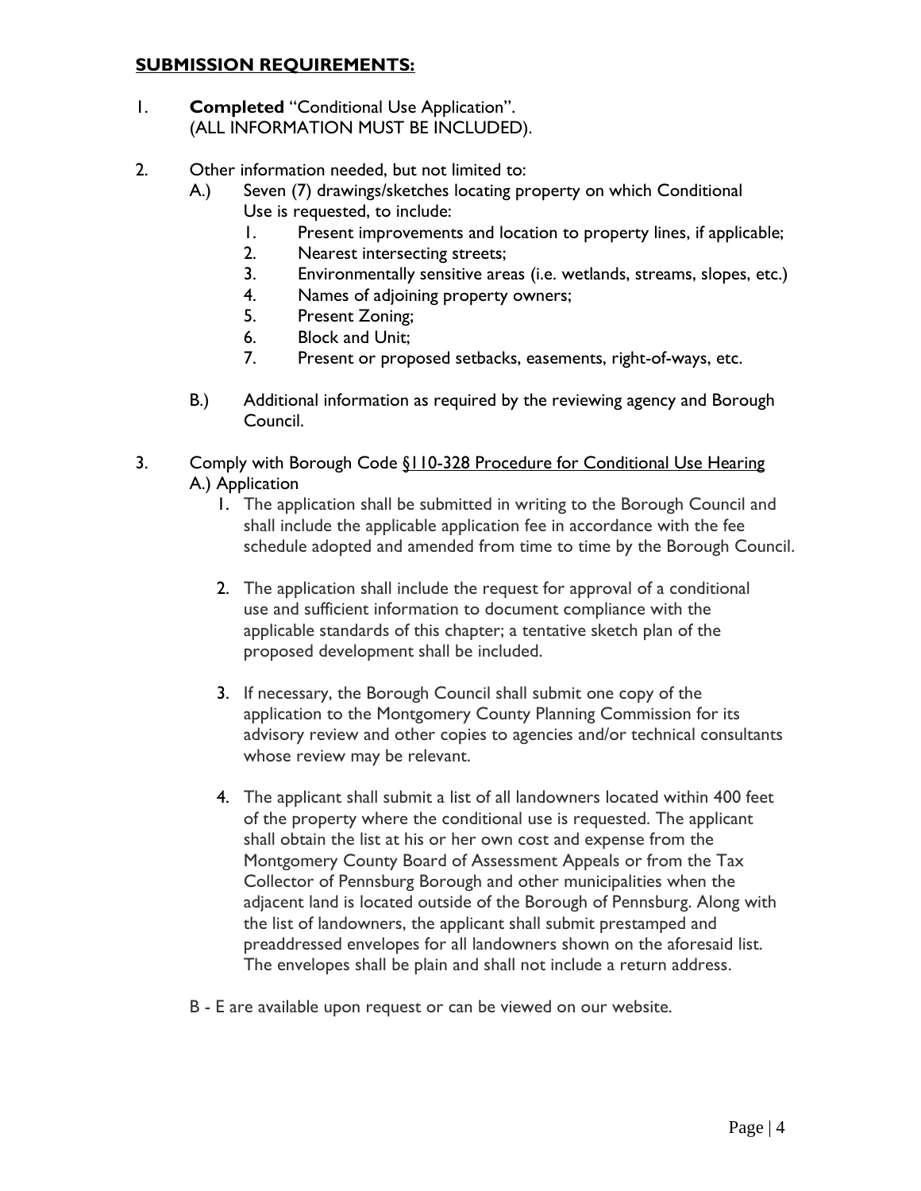**<u>SUBMISSION REQUIREMENTS:</u>**

1. **Completed** "Conditional Use Application". (ALL INFORMATION MUST BE INCLUDED).

2. Other information needed, but not limited to:
   - A.) Seven (7) drawings/sketches locating property on which Conditional Use is requested, to include:
     1. Present improvements and location to property lines, if applicable;
     2. Nearest intersecting streets;
     3. Environmentally sensitive areas (i.e. wetlands, streams, slopes, etc.)
     4. Names of adjoining property owners;
     5. Present Zoning;
     6. Block and Unit;
     7. Present or proposed setbacks, easements, right-of-ways, etc.
   - B.) Additional information as required by the reviewing agency and Borough Council.

3. Comply with Borough Code <u>§110-328 Procedure for Conditional Use Hearing</u>
   - A.) Application
     1. The application shall be submitted in writing to the Borough Council and shall include the applicable application fee in accordance with the fee schedule adopted and amended from time to time by the Borough Council.
     2. The application shall include the request for approval of a conditional use and sufficient information to document compliance with the applicable standards of this chapter; a tentative sketch plan of the proposed development shall be included.
     3. If necessary, the Borough Council shall submit one copy of the application to the Montgomery County Planning Commission for its advisory review and other copies to agencies and/or technical consultants whose review may be relevant.
     4. The applicant shall submit a list of all landowners located within 400 feet of the property where the conditional use is requested. The applicant shall obtain the list at his or her own cost and expense from the Montgomery County Board of Assessment Appeals or from the Tax Collector of Pennsburg Borough and other municipalities when the adjacent land is located outside of the Borough of Pennsburg. Along with the list of landowners, the applicant shall submit prestamped and preaddressed envelopes for all landowners shown on the aforesaid list. The envelopes shall be plain and shall not include a return address.

   B - E are available upon request or can be viewed on our website.